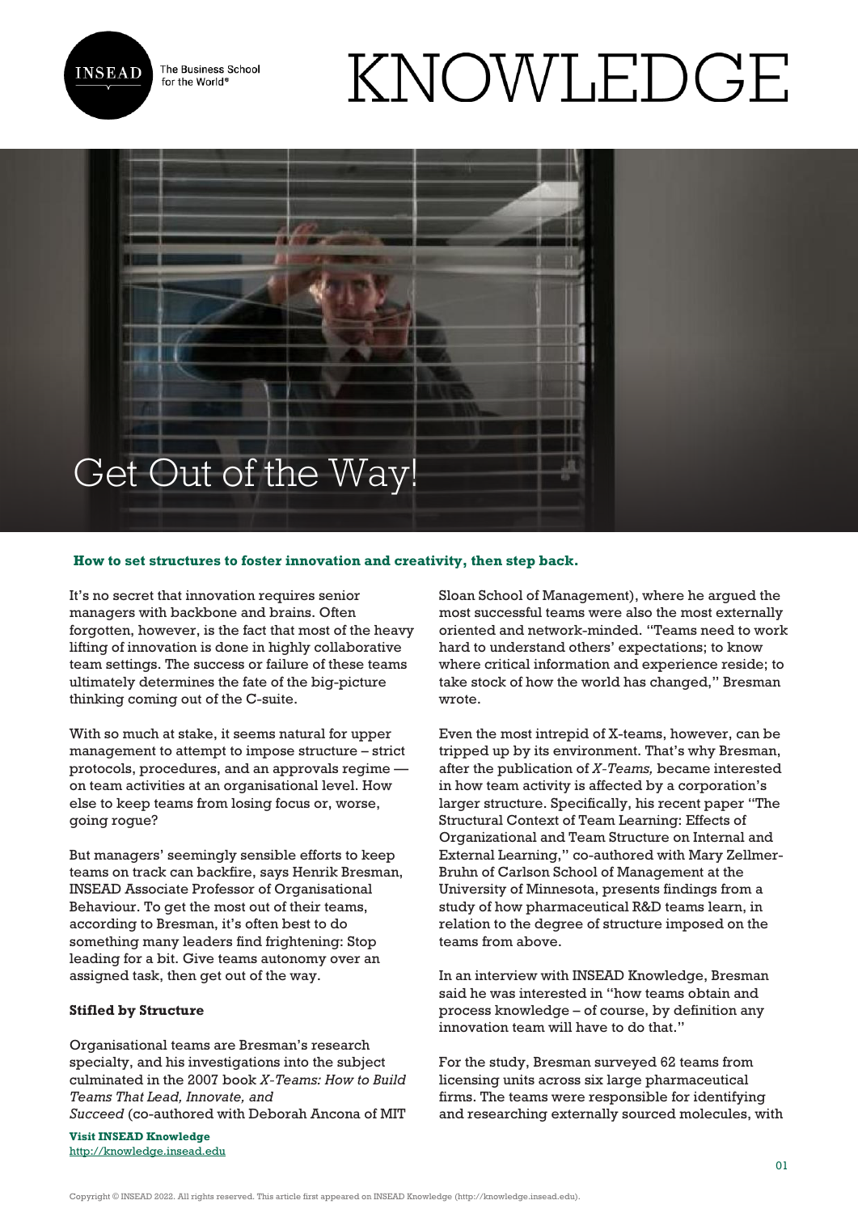# Get Out of the Way!

**How to set structures to foster innovation and creativity, then step back.**

It's no secret that innovation requires senior managers with backbone and brains. Often forgotten, however, is the fact that most of the heavy lifting of innovation is done in highly collaborative team settings. The success or failure of these teams ultimately determines the fate of the big-picture thinking coming out of the C-suite.

With so much at stake, it seems natural for upper management to attempt to impose structure – strict protocols, procedures, and an approvals regime — on team activities at an organisational level. How else to keep teams from losing focus or, worse, going rogue?

But managers' seemingly sensible efforts to keep teams on track can backfire, says Henrik Bresman, INSEAD Associate Professor of Organisational Behaviour. To get the most out of their teams, according to Bresman, it's often best to do something many leaders find frightening: Stop leading for a bit. Give teams autonomy over an assigned task, then get out of the way.

**Stifled by Structure**

Organisational teams are Bresman's research specialty, and his investigations into the subject culminated in the 2007 book *X-Teams: How to Build Teams That Lead, Innovate, and Succeed* (co-authored with Deborah Ancona of MIT Sloan School of Management), where he argued the most successful teams were also the most externally oriented and network-minded. "Teams need to work hard to understand others' expectations; to know where critical information and experience reside; to take stock of how the world has changed," Bresman wrote.

Even the most intrepid of X-teams, however, can be tripped up by its environment. That's why Bresman, after the publication of *X-Teams,* became interested in how team activity is affected by a corporation's larger structure. Specifically, his recent paper "The Structural Context of Team Learning: Effects of Organizational and Team Structure on Internal and External Learning," co-authored with Mary Zellmer-Bruhn of Carlson School of Management at the University of Minnesota, presents findings from a study of how pharmaceutical R&D teams learn, in relation to the degree of structure imposed on the teams from above.

In an interview with INSEAD Knowledge, Bresman said he was interested in "how teams obtain and process knowledge – of course, by definition any innovation team will have to do that."

For the study, Bresman surveyed 62 teams from licensing units across six large pharmaceutical firms. The teams were responsible for identifying and researching externally sourced molecules, with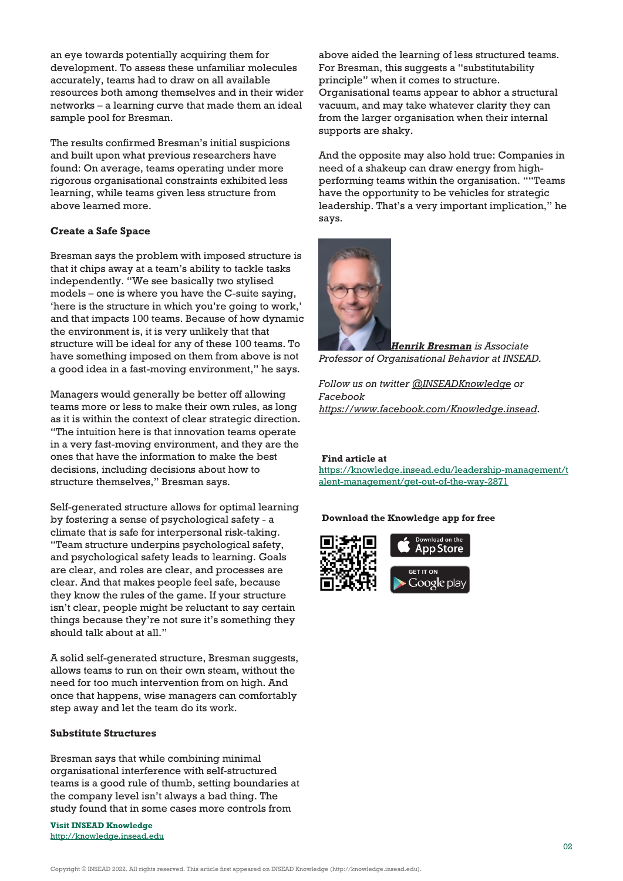an eye towards potentially acquiring them for development. To assess these unfamiliar molecules accurately, teams had to draw on all available resources both among themselves and in their wider networks – a learning curve that made them an ideal sample pool for Bresman.

The results confirmed Bresman's initial suspicions and built upon what previous researchers have found: On average, teams operating under more rigorous organisational constraints exhibited less learning, while teams given less structure from above learned more.

**Create a Safe Space**

Bresman says the problem with imposed structure is that it chips away at a team's ability to tackle tasks independently. "We see basically two stylised models – one is where you have the C-suite saying, 'here is the structure in which you're going to work,' and that impacts 100 teams. Because of how dynamic the environment is, it is very unlikely that that structure will be ideal for any of these 100 teams. To have something imposed on them from above is not a good idea in a fast-moving environment," he says.

Managers would generally be better off allowing teams more or less to make their own rules, as long as it is within the context of clear strategic direction. "The intuition here is that innovation teams operate in a very fast-moving environment, and they are the ones that have the information to make the best decisions, including decisions about how to structure themselves," Bresman says.

Self-generated structure allows for optimal learning by fostering a sense of psychological safety - a climate that is safe for interpersonal risk-taking. "Team structure underpins psychological safety, and psychological safety leads to learning. Goals are clear, and roles are clear, and processes are clear. And that makes people feel safe, because they know the rules of the game. If your structure isn't clear, people might be reluctant to say certain things because they're not sure it's something they should talk about at all."

A solid self-generated structure, Bresman suggests, allows teams to run on their own steam, without the need for too much intervention from on high. And once that happens, wise managers can comfortably step away and let the team do its work.

**Substitute Structures**

Bresman says that while combining minimal organisational interference with self-structured teams is a good rule of thumb, setting boundaries at the company level isn't always a bad thing. The study found that in some cases more controls from above aided the learning of less structured teams. For Bresman, this suggests a "substitutability principle" when it comes to structure. Organisational teams appear to abhor a structural vacuum, and may take whatever clarity they can from the larger organisation when their internal supports are shaky.

And the opposite may also hold true: Companies in need of a shakeup can draw energy from high-performing teams within the organisation. ""Teams have the opportunity to be vehicles for strategic leadership. That's a very important implication," he says.

***Henrik Bresman*** *is Associate Professor of Organisational Behavior at INSEAD.*

*Follow us on twitter @INSEADKnowledge or Facebook https://www.facebook.com/Knowledge.insead.*

**Find article at**
https://knowledge.insead.edu/leadership-management/talent-management/get-out-of-the-way-2871

**Download the Knowledge app for free**

**Visit INSEAD Knowledge**
http://knowledge.insead.edu

Copyright © INSEAD 2022. All rights reserved. This article first appeared on INSEAD Knowledge (http://knowledge.insead.edu).